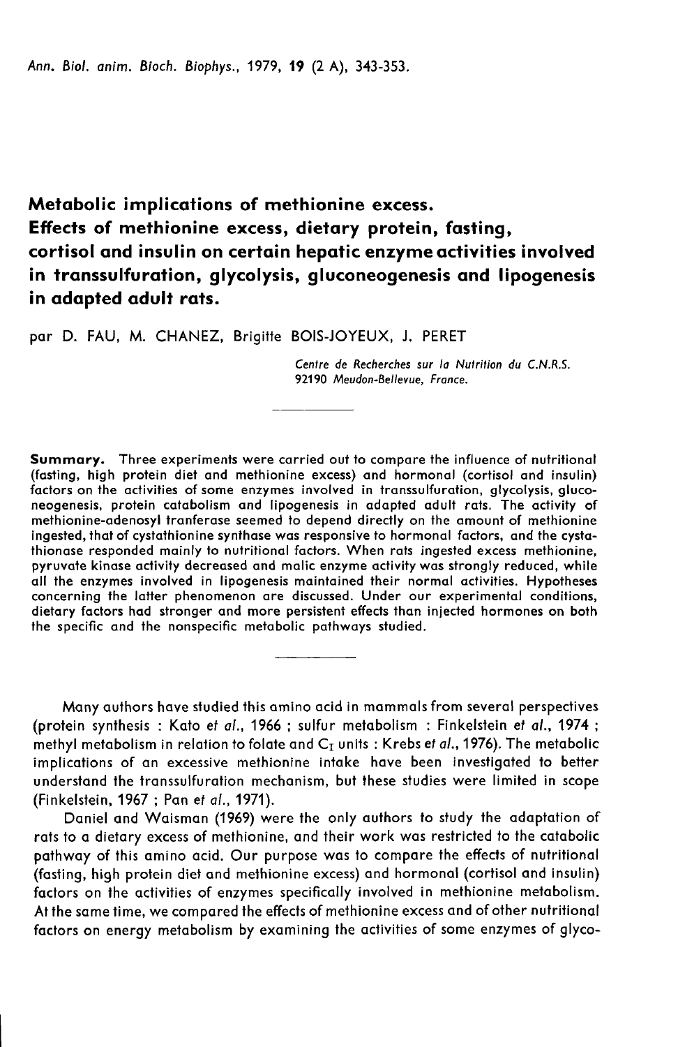# Metabolic implications of methionine excess. Effects of methionine excess, dietary protein, fasting, cortisol and insulin on certain hepatic enzyme activities involved in transsulfuration, glycolysis, gluconeogenesis and lipogenesis in adapted adult rats.

par D. FAU, M. CHANEZ, Brigitte BOIS-JOYEUX, J. PERET

*Centre de Recherches sur la Nutrition du C.N.R.S.*
*92190 Meudon-Bellevue, France.*

---

**Summary.** Three experiments were carried out to compare the influence of nutritional (fasting, high protein diet and methionine excess) and hormonal (cortisol and insulin) factors on the activities of some enzymes involved in transsulfuration, glycolysis, gluconeogenesis, protein catabolism and lipogenesis in adapted adult rats. The activity of methionine-adenosyl tranferase seemed to depend directly on the amount of methionine ingested, that of cystathionine synthase was responsive to hormonal factors, and the cystathionase responded mainly to nutritional factors. When rats ingested excess methionine, pyruvate kinase activity decreased and malic enzyme activity was strongly reduced, while all the enzymes involved in lipogenesis maintained their normal activities. Hypotheses concerning the latter phenomenon are discussed. Under our experimental conditions, dietary factors had stronger and more persistent effects than injected hormones on both the specific and the nonspecific metabolic pathways studied.

---

Many authors have studied this amino acid in mammals from several perspectives (protein synthesis : Kato *et al.*, 1966 ; sulfur metabolism : Finkelstein *et al.*, 1974 ; methyl metabolism in relation to folate and $C_I$ units : Krebs *et al.*, 1976). The metabolic implications of an excessive methionine intake have been investigated to better understand the transsulfuration mechanism, but these studies were limited in scope (Finkelstein, 1967 ; Pan *et al.*, 1971).

Daniel and Waisman (1969) were the only authors to study the adaptation of rats to a dietary excess of methionine, and their work was restricted to the catabolic pathway of this amino acid. Our purpose was to compare the effects of nutritional (fasting, high protein diet and methionine excess) and hormonal (cortisol and insulin) factors on the activities of enzymes specifically involved in methionine metabolism. At the same time, we compared the effects of methionine excess and of other nutritional factors on energy metabolism by examining the activities of some enzymes of glyco-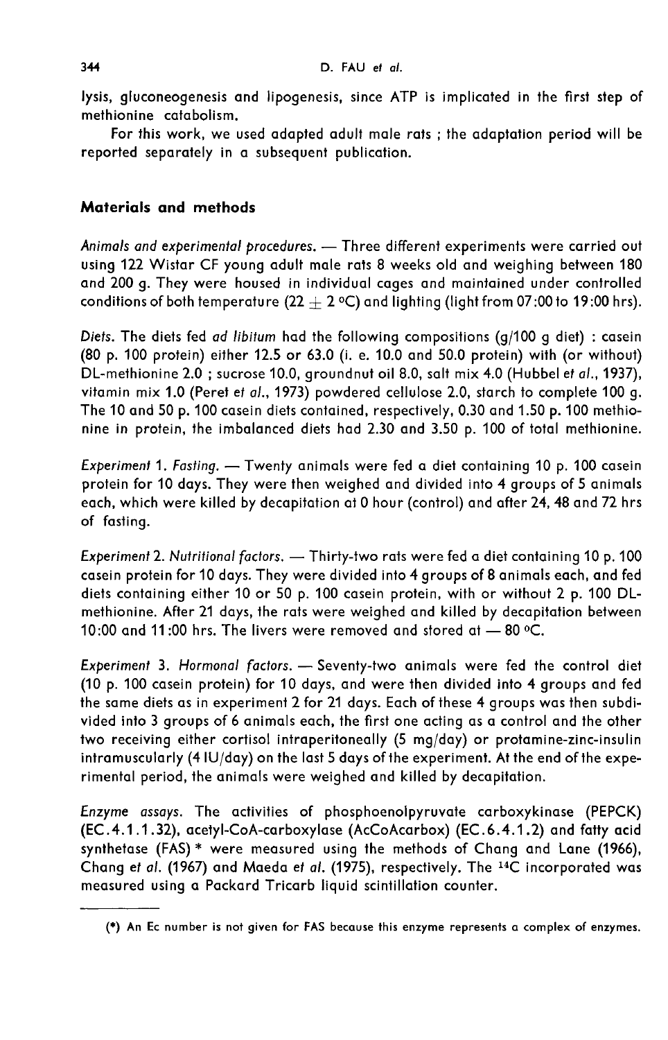lysis, gluconeogenesis and lipogenesis, since ATP is implicated in the first step of methionine catabolism.

For this work, we used adapted adult male rats ; the adaptation period will be reported separately in a subsequent publication.

## Materials and methods

*Animals and experimental procedures.* — Three different experiments were carried out using 122 Wistar CF young adult male rats 8 weeks old and weighing between 180 and 200 g. They were housed in individual cages and maintained under controlled conditions of both temperature (22 ± 2 °C) and lighting (light from 07:00 to 19:00 hrs).

*Diets.* The diets fed *ad libitum* had the following compositions (g/100 g diet) : casein (80 p. 100 protein) either 12.5 or 63.0 (i. e. 10.0 and 50.0 protein) with (or without) DL-methionine 2.0 ; sucrose 10.0, groundnut oil 8.0, salt mix 4.0 (Hubbel *et al.*, 1937), vitamin mix 1.0 (Peret *et al.*, 1973) powdered cellulose 2.0, starch to complete 100 g. The 10 and 50 p. 100 casein diets contained, respectively, 0.30 and 1.50 p. 100 methionine in protein, the imbalanced diets had 2.30 and 3.50 p. 100 of total methionine.

*Experiment 1. Fasting.* — Twenty animals were fed a diet containing 10 p. 100 casein protein for 10 days. They were then weighed and divided into 4 groups of 5 animals each, which were killed by decapitation at 0 hour (control) and after 24, 48 and 72 hrs of fasting.

*Experiment 2. Nutritional factors.* — Thirty-two rats were fed a diet containing 10 p. 100 casein protein for 10 days. They were divided into 4 groups of 8 animals each, and fed diets containing either 10 or 50 p. 100 casein protein, with or without 2 p. 100 DL-methionine. After 21 days, the rats were weighed and killed by decapitation between 10:00 and 11:00 hrs. The livers were removed and stored at — 80 °C.

*Experiment 3. Hormonal factors.* — Seventy-two animals were fed the control diet (10 p. 100 casein protein) for 10 days, and were then divided into 4 groups and fed the same diets as in experiment 2 for 21 days. Each of these 4 groups was then subdivided into 3 groups of 6 animals each, the first one acting as a control and the other two receiving either cortisol intraperitoneally (5 mg/day) or protamine-zinc-insulin intramuscularly (4 IU/day) on the last 5 days of the experiment. At the end of the experimental period, the animals were weighed and killed by decapitation.

*Enzyme assays.* The activities of phosphoenolpyruvate carboxykinase (PEPCK) (EC.4.1.1.32), acetyl-CoA-carboxylase (AcCoAcarbox) (EC.6.4.1.2) and fatty acid synthetase (FAS) * were measured using the methods of Chang and Lane (1966), Chang *et al.* (1967) and Maeda *et al.* (1975), respectively. The $^{14}C$ incorporated was measured using a Packard Tricarb liquid scintillation counter.

(*) An Ec number is not given for FAS because this enzyme represents a complex of enzymes.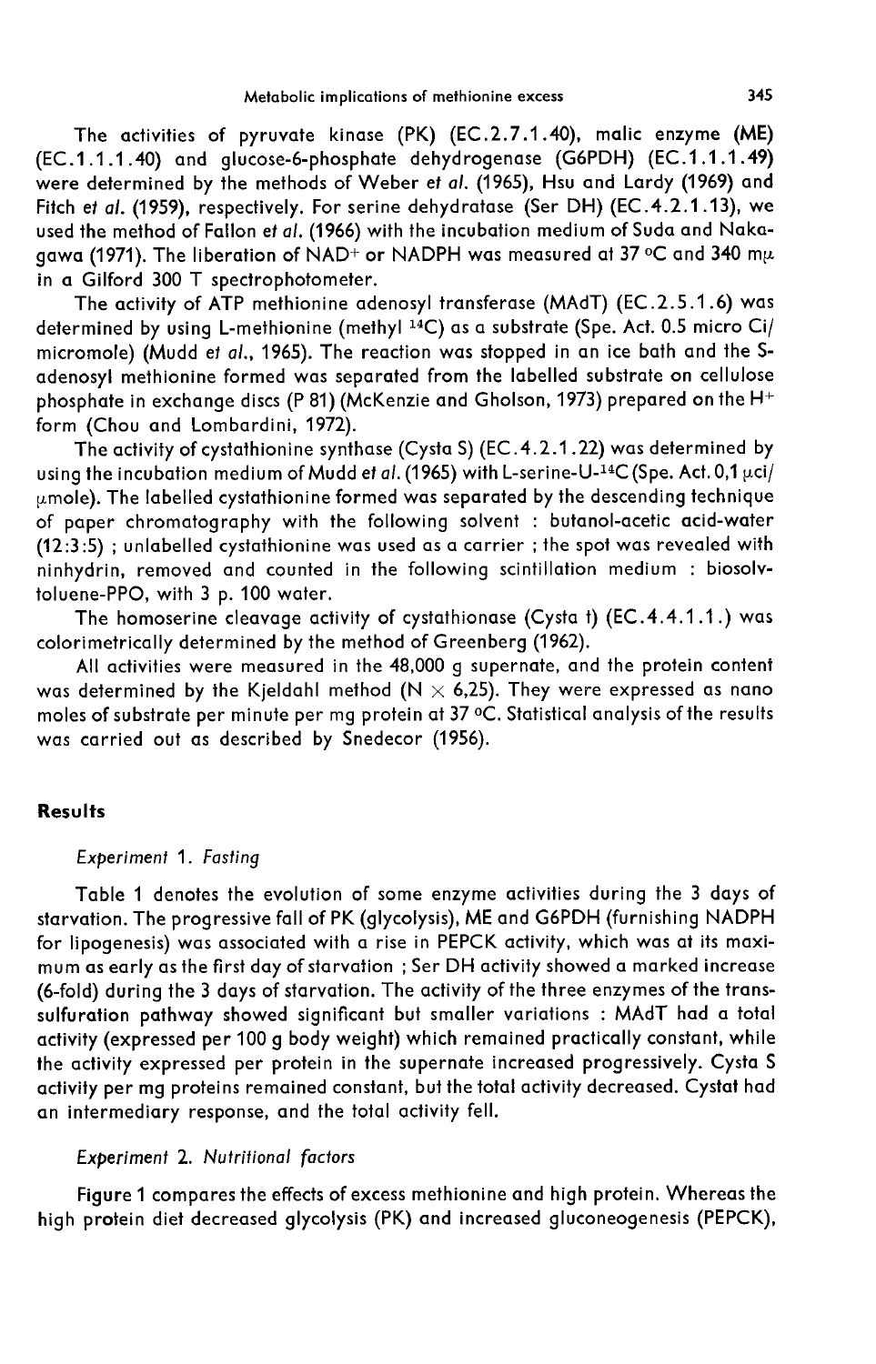The activities of pyruvate kinase (PK) (EC.2.7.1.40), malic enzyme (ME) (EC.1.1.1.40) and glucose-6-phosphate dehydrogenase (G6PDH) (EC.1.1.1.49) were determined by the methods of Weber *et al.* (1965), Hsu and Lardy (1969) and Fitch *et al.* (1959), respectively. For serine dehydratase (Ser DH) (EC.4.2.1.13), we used the method of Fallon *et al.* (1966) with the incubation medium of Suda and Nakagawa (1971). The liberation of $NAD^+$ or NADPH was measured at 37 °C and 340 mμ in a Gilford 300 T spectrophotometer.

The activity of ATP methionine adenosyl transferase (MAdT) (EC.2.5.1.6) was determined by using L-methionine (methyl $^{14}C$) as a substrate (Spe. Act. 0.5 micro Ci/micromole) (Mudd *et al.*, 1965). The reaction was stopped in an ice bath and the S-adenosyl methionine formed was separated from the labelled substrate on cellulose phosphate in exchange discs (P 81) (McKenzie and Gholson, 1973) prepared on the $H^+$ form (Chou and Lombardini, 1972).

The activity of cystathionine synthase (Cysta S) (EC.4.2.1.22) was determined by using the incubation medium of Mudd *et al.* (1965) with L-serine-U-$^{14}C$ (Spe. Act. 0,1 μci/μmole). The labelled cystathionine formed was separated by the descending technique of paper chromatography with the following solvent : butanol-acetic acid-water (12:3:5) ; unlabelled cystathionine was used as a carrier ; the spot was revealed with ninhydrin, removed and counted in the following scintillation medium : biosolv-toluene-PPO, with 3 p. 100 water.

The homoserine cleavage activity of cystathionase (Cysta t) (EC.4.4.1.1.) was colorimetrically determined by the method of Greenberg (1962).

All activities were measured in the 48,000 g supernate, and the protein content was determined by the Kjeldahl method (N × 6,25). They were expressed as nano moles of substrate per minute per mg protein at 37 °C. Statistical analysis of the results was carried out as described by Snedecor (1956).

## Results

### *Experiment 1. Fasting*

Table 1 denotes the evolution of some enzyme activities during the 3 days of starvation. The progressive fall of PK (glycolysis), ME and G6PDH (furnishing NADPH for lipogenesis) was associated with a rise in PEPCK activity, which was at its maximum as early as the first day of starvation ; Ser DH activity showed a marked increase (6-fold) during the 3 days of starvation. The activity of the three enzymes of the trans-sulfuration pathway showed significant but smaller variations : MAdT had a total activity (expressed per 100 g body weight) which remained practically constant, while the activity expressed per protein in the supernate increased progressively. Cysta S activity per mg proteins remained constant, but the total activity decreased. Cystat had an intermediary response, and the total activity fell.

### *Experiment 2. Nutritional factors*

Figure 1 compares the effects of excess methionine and high protein. Whereas the high protein diet decreased glycolysis (PK) and increased gluconeogenesis (PEPCK),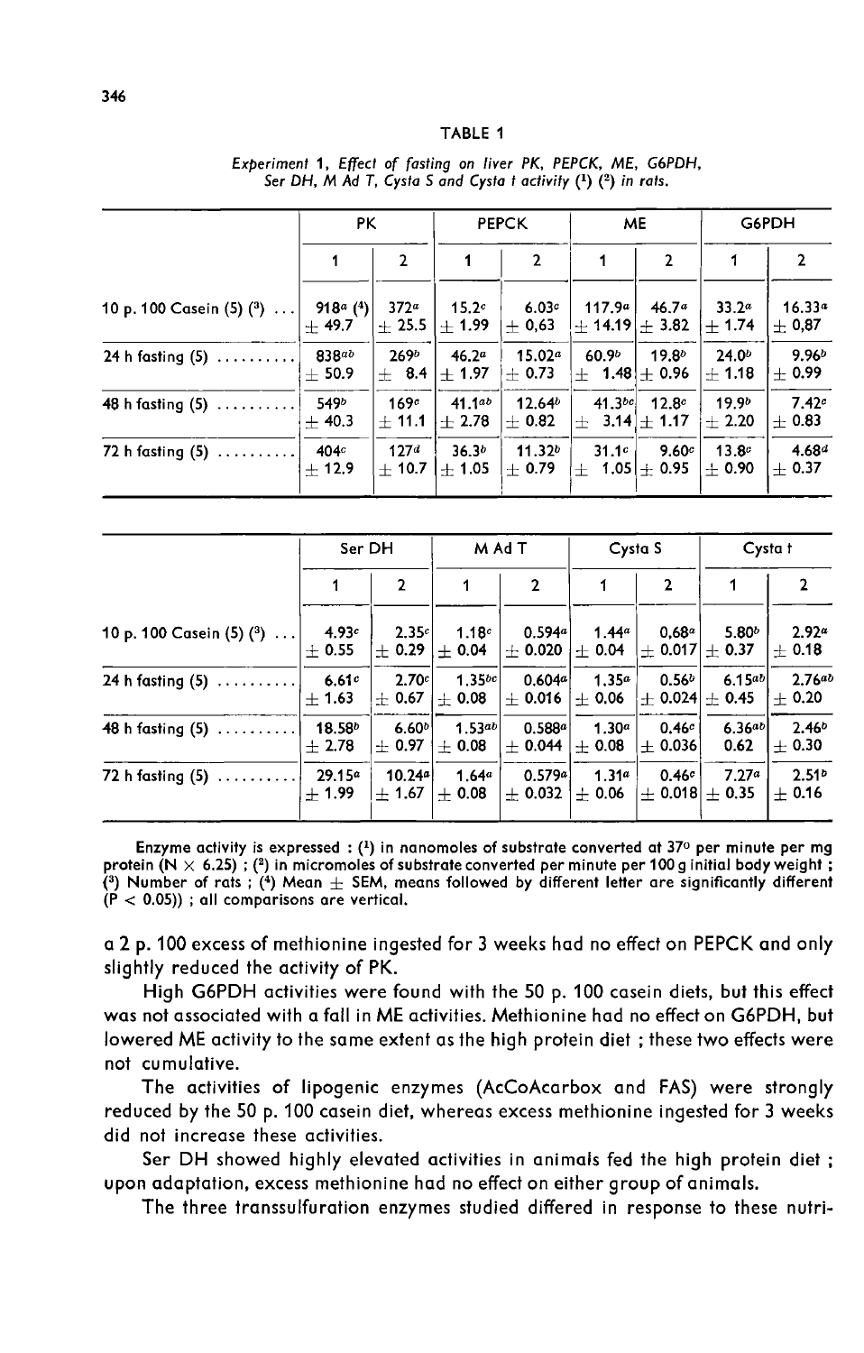TABLE 1

*Experiment 1, Effect of fasting on liver PK, PEPCK, ME, G6PDH, Ser DH, M Ad T, Cysta S and Cysta t activity (1) (2) in rats.*

| | PK | | PEPCK | | ME | | G6PDH | |
|---|---|---|---|---|---|---|---|---|
| | 1 | 2 | 1 | 2 | 1 | 2 | 1 | 2 |
| 10 p. 100 Casein (5) (3) ... | 918$^{a}$ (4) ± 49.7 | 372$^{a}$ ± 25.5 | 15.2$^{c}$ ± 1.99 | 6.03$^{c}$ ± 0,63 | 117.9$^{a}$ ± 14.19 | 46.7$^{a}$ ± 3.82 | 33.2$^{a}$ ± 1.74 | 16.33$^{a}$ ± 0,87 |
| 24 h fasting (5) .......... | 838$^{ab}$ ± 50.9 | 269$^{b}$ ± 8.4 | 46.2$^{a}$ ± 1.97 | 15.02$^{a}$ ± 0.73 | 60.9$^{b}$ ± 1.48 | 19.8$^{b}$ ± 0.96 | 24.0$^{b}$ ± 1.18 | 9.96$^{b}$ ± 0.99 |
| 48 h fasting (5) .......... | 549$^{b}$ ± 40.3 | 169$^{c}$ ± 11.1 | 41.1$^{ab}$ ± 2.78 | 12.64$^{b}$ ± 0.82 | 41.3$^{bc}$ ± 3.14 | 12.8$^{c}$ ± 1.17 | 19.9$^{b}$ ± 2.20 | 7.42$^{c}$ ± 0.83 |
| 72 h fasting (5) .......... | 404$^{c}$ ± 12.9 | 127$^{d}$ ± 10.7 | 36.3$^{b}$ ± 1.05 | 11.32$^{b}$ ± 0.79 | 31.1$^{c}$ ± 1.05 | 9.60$^{c}$ ± 0.95 | 13.8$^{c}$ ± 0.90 | 4.68$^{d}$ ± 0.37 |

| | Ser DH | | M Ad T | | Cysta S | | Cysta t | |
|---|---|---|---|---|---|---|---|---|
| | 1 | 2 | 1 | 2 | 1 | 2 | 1 | 2 |
| 10 p. 100 Casein (5) (3) ... | 4.93$^{c}$ ± 0.55 | 2.35$^{c}$ ± 0.29 | 1.18$^{c}$ ± 0.04 | 0.594$^{a}$ ± 0.020 | 1.44$^{a}$ ± 0.04 | 0,68$^{a}$ ± 0.017 | 5.80$^{b}$ ± 0.37 | 2.92$^{a}$ ± 0.18 |
| 24 h fasting (5) .......... | 6.61$^{c}$ ± 1.63 | 2.70$^{c}$ ± 0.67 | 1.35$^{bc}$ ± 0.08 | 0.604$^{a}$ ± 0.016 | 1.35$^{a}$ ± 0.06 | 0.56$^{b}$ ± 0.024 | 6.15$^{ab}$ ± 0.45 | 2.76$^{ab}$ ± 0.20 |
| 48 h fasting (5) .......... | 18.58$^{b}$ ± 2.78 | 6.60$^{b}$ ± 0.97 | 1.53$^{ab}$ ± 0.08 | 0.588$^{a}$ ± 0.044 | 1.30$^{a}$ ± 0.08 | 0.46$^{c}$ ± 0.036 | 6.36$^{ab}$ 0.62 | 2.46$^{b}$ ± 0.30 |
| 72 h fasting (5) .......... | 29.15$^{a}$ ± 1.99 | 10.24$^{a}$ ± 1.67 | 1.64$^{a}$ ± 0.08 | 0.579$^{a}$ ± 0.032 | 1.31$^{a}$ ± 0.06 | 0.46$^{c}$ ± 0.018 | 7.27$^{a}$ ± 0.35 | 2.51$^{b}$ ± 0.16 |

Enzyme activity is expressed : (1) in nanomoles of substrate converted at 37° per minute per mg protein (N × 6.25) ; (2) in micromoles of substrate converted per minute per 100 g initial body weight ; (3) Number of rats ; (4) Mean ± SEM, means followed by different letter are significantly different ($P < 0.05$)) ; all comparisons are vertical.

a 2 p. 100 excess of methionine ingested for 3 weeks had no effect on PEPCK and only slightly reduced the activity of PK.

High G6PDH activities were found with the 50 p. 100 casein diets, but this effect was not associated with a fall in ME activities. Methionine had no effect on G6PDH, but lowered ME activity to the same extent as the high protein diet ; these two effects were not cumulative.

The activities of lipogenic enzymes (AcCoAcarbox and FAS) were strongly reduced by the 50 p. 100 casein diet, whereas excess methionine ingested for 3 weeks did not increase these activities.

Ser DH showed highly elevated activities in animals fed the high protein diet ; upon adaptation, excess methionine had no effect on either group of animals.

The three transsulfuration enzymes studied differed in response to these nutri-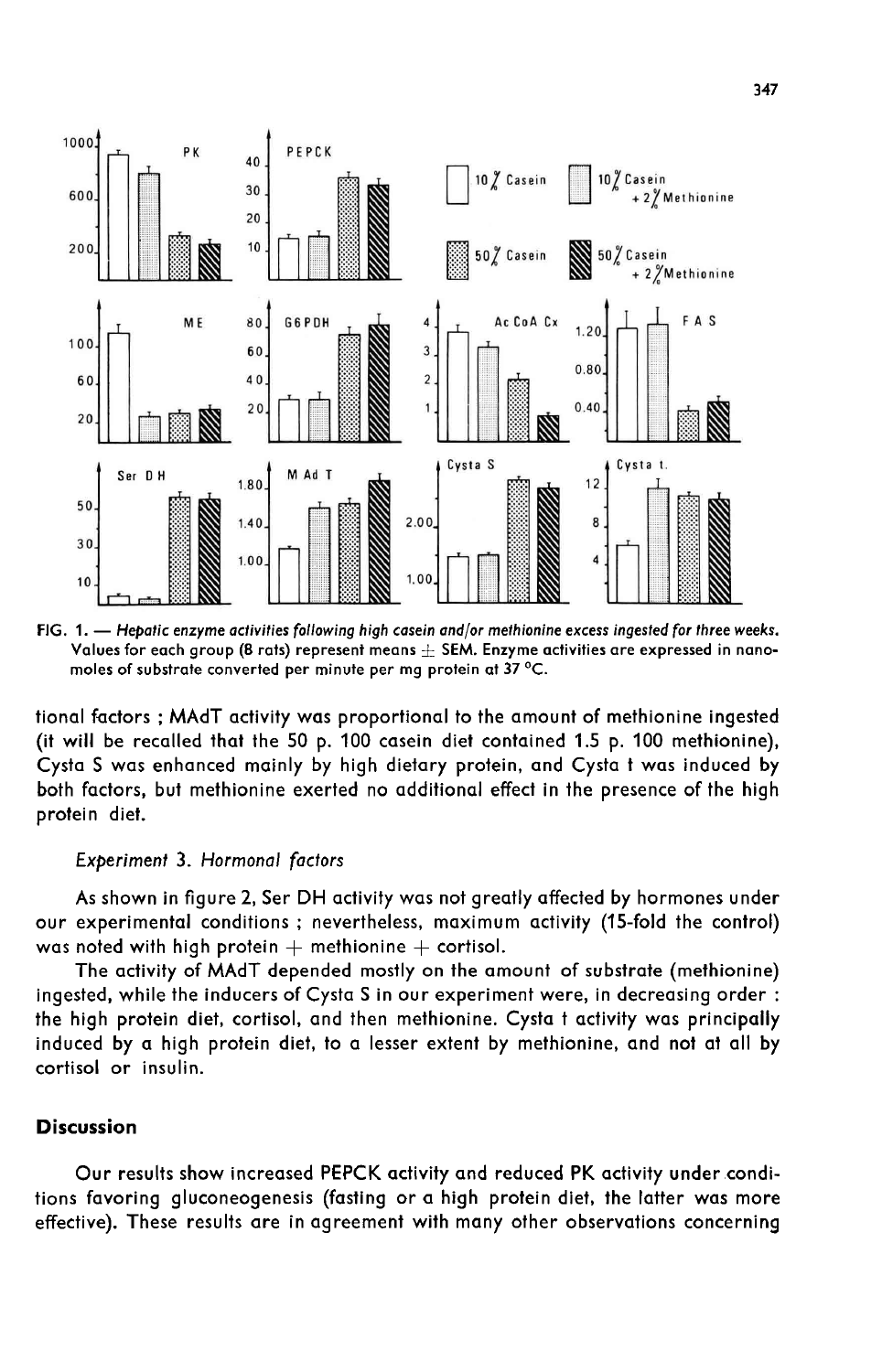FIG. 1. — *Hepatic enzyme activities following high casein and/or methionine excess ingested for three weeks.* Values for each group (8 rats) represent means ± SEM. Enzyme activities are expressed in nanomoles of substrate converted per minute per mg protein at 37 °C.

tional factors ; MAdT activity was proportional to the amount of methionine ingested (it will be recalled that the 50 p. 100 casein diet contained 1.5 p. 100 methionine), Cysta S was enhanced mainly by high dietary protein, and Cysta t was induced by both factors, but methionine exerted no additional effect in the presence of the high protein diet.

*Experiment 3. Hormonal factors*

As shown in figure 2, Ser DH activity was not greatly affected by hormones under our experimental conditions ; nevertheless, maximum activity (15-fold the control) was noted with high protein + methionine + cortisol.

The activity of MAdT depended mostly on the amount of substrate (methionine) ingested, while the inducers of Cysta S in our experiment were, in decreasing order : the high protein diet, cortisol, and then methionine. Cysta t activity was principally induced by a high protein diet, to a lesser extent by methionine, and not at all by cortisol or insulin.

## Discussion

Our results show increased PEPCK activity and reduced PK activity under conditions favoring gluconeogenesis (fasting or a high protein diet, the latter was more effective). These results are in agreement with many other observations concerning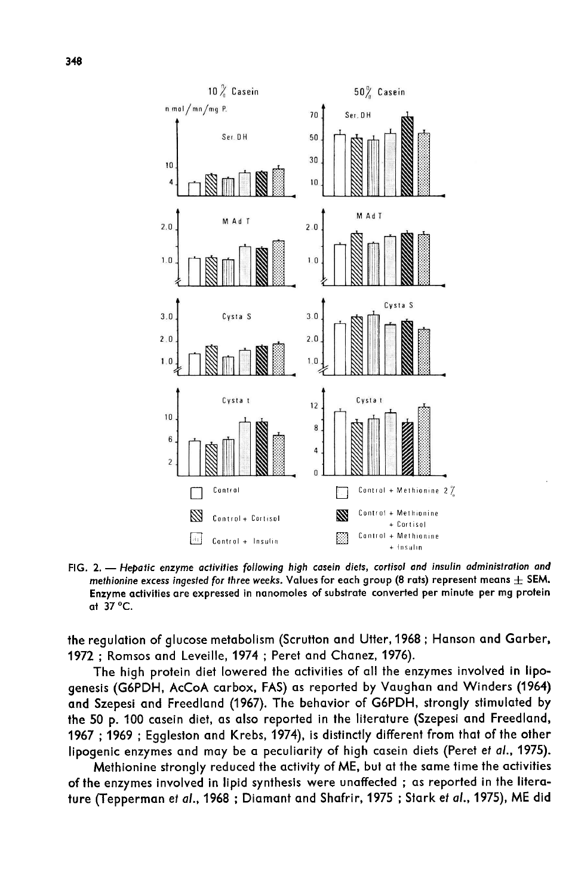FIG. 2. — *Hepatic enzyme activities following high casein diets, cortisol and insulin administration and methionine excess ingested for three weeks.* **Values for each group (8 rats) represent means ± SEM. Enzyme activities are expressed in nanomoles of substrate converted per minute per mg protein at 37 °C.**

the regulation of glucose metabolism (Scrutton and Utter, 1968 ; Hanson and Garber, 1972 ; Romsos and Leveille, 1974 ; Peret and Chanez, 1976).

The high protein diet lowered the activities of all the enzymes involved in lipogenesis (G6PDH, AcCoA carbox, FAS) as reported by Vaughan and Winders (1964) and Szepesi and Freedland (1967). The behavior of G6PDH, strongly stimulated by the 50 p. 100 casein diet, as also reported in the literature (Szepesi and Freedland, 1967 ; 1969 ; Eggleston and Krebs, 1974), is distinctly different from that of the other lipogenic enzymes and may be a peculiarity of high casein diets (Peret *et al.*, 1975).

Methionine strongly reduced the activity of ME, but at the same time the activities of the enzymes involved in lipid synthesis were unaffected ; as reported in the literature (Tepperman *et al.*, 1968 ; Diamant and Shafrir, 1975 ; Stark *et al.*, 1975), ME did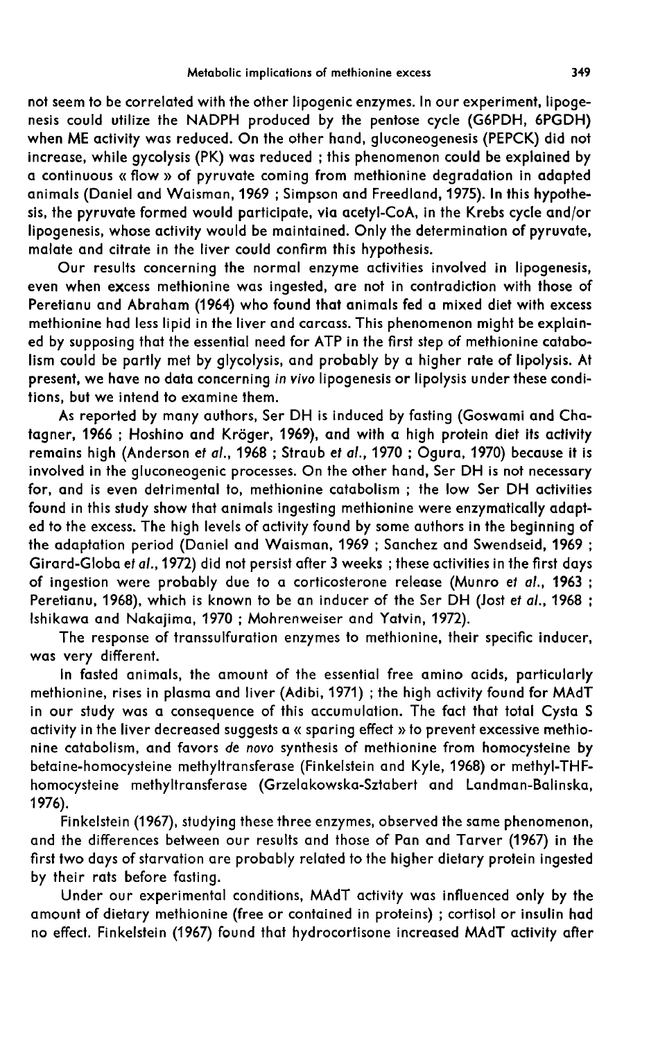not seem to be correlated with the other lipogenic enzymes. In our experiment, lipogenesis could utilize the NADPH produced by the pentose cycle (G6PDH, 6PGDH) when ME activity was reduced. On the other hand, gluconeogenesis (PEPCK) did not increase, while gycolysis (PK) was reduced ; this phenomenon could be explained by a continuous « flow » of pyruvate coming from methionine degradation in adapted animals (Daniel and Waisman, 1969 ; Simpson and Freedland, 1975). In this hypothesis, the pyruvate formed would participate, via acetyl-CoA, in the Krebs cycle and/or lipogenesis, whose activity would be maintained. Only the determination of pyruvate, malate and citrate in the liver could confirm this hypothesis.

Our results concerning the normal enzyme activities involved in lipogenesis, even when excess methionine was ingested, are not in contradiction with those of Peretianu and Abraham (1964) who found that animals fed a mixed diet with excess methionine had less lipid in the liver and carcass. This phenomenon might be explained by supposing that the essential need for ATP in the first step of methionine catabolism could be partly met by glycolysis, and probably by a higher rate of lipolysis. At present, we have no data concerning *in vivo* lipogenesis or lipolysis under these conditions, but we intend to examine them.

As reported by many authors, Ser DH is induced by fasting (Goswami and Chatagner, 1966 ; Hoshino and Kröger, 1969), and with a high protein diet its activity remains high (Anderson *et al.*, 1968 ; Straub *et al.*, 1970 ; Ogura, 1970) because it is involved in the gluconeogenic processes. On the other hand, Ser DH is not necessary for, and is even detrimental to, methionine catabolism ; the low Ser DH activities found in this study show that animals ingesting methionine were enzymatically adapted to the excess. The high levels of activity found by some authors in the beginning of the adaptation period (Daniel and Waisman, 1969 ; Sanchez and Swendseid, 1969 ; Girard-Globa *et al.*, 1972) did not persist after 3 weeks ; these activities in the first days of ingestion were probably due to a corticosterone release (Munro *et al.*, 1963 ; Peretianu, 1968), which is known to be an inducer of the Ser DH (Jost *et al.*, 1968 ; Ishikawa and Nakajima, 1970 ; Mohrenweiser and Yatvin, 1972).

The response of transsulfuration enzymes to methionine, their specific inducer, was very different.

In fasted animals, the amount of the essential free amino acids, particularly methionine, rises in plasma and liver (Adibi, 1971) ; the high activity found for MAdT in our study was a consequence of this accumulation. The fact that total Cysta S activity in the liver decreased suggests a « sparing effect » to prevent excessive methionine catabolism, and favors *de novo* synthesis of methionine from homocysteine by betaine-homocysteine methyltransferase (Finkelstein and Kyle, 1968) or methyl-THF-homocysteine methyltransferase (Grzelakowska-Sztabert and Landman-Balinska, 1976).

Finkelstein (1967), studying these three enzymes, observed the same phenomenon, and the differences between our results and those of Pan and Tarver (1967) in the first two days of starvation are probably related to the higher dietary protein ingested by their rats before fasting.

Under our experimental conditions, MAdT activity was influenced only by the amount of dietary methionine (free or contained in proteins) ; cortisol or insulin had no effect. Finkelstein (1967) found that hydrocortisone increased MAdT activity after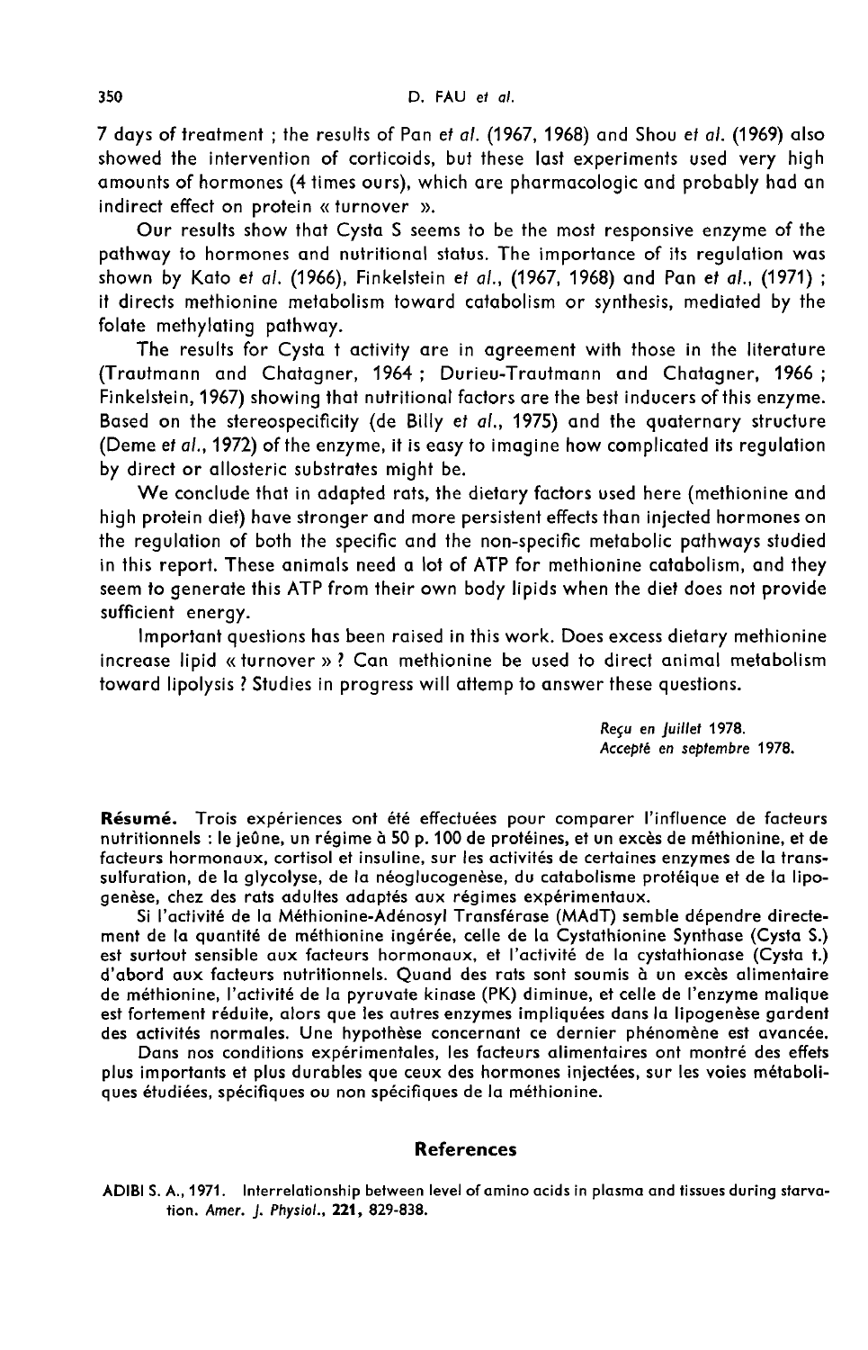7 days of treatment ; the results of Pan *et al.* (1967, 1968) and Shou *et al.* (1969) also showed the intervention of corticoids, but these last experiments used very high amounts of hormones (4 times ours), which are pharmacologic and probably had an indirect effect on protein « turnover ».

Our results show that Cysta S seems to be the most responsive enzyme of the pathway to hormones and nutritional status. The importance of its regulation was shown by Kato *et al.* (1966), Finkelstein *et al.*, (1967, 1968) and Pan *et al.*, (1971) ; it directs methionine metabolism toward catabolism or synthesis, mediated by the folate methylating pathway.

The results for Cysta t activity are in agreement with those in the literature (Trautmann and Chatagner, 1964 ; Durieu-Trautmann and Chatagner, 1966 ; Finkelstein, 1967) showing that nutritional factors are the best inducers of this enzyme. Based on the stereospecificity (de Billy *et al.*, 1975) and the quaternary structure (Deme *et al.*, 1972) of the enzyme, it is easy to imagine how complicated its regulation by direct or allosteric substrates might be.

We conclude that in adapted rats, the dietary factors used here (methionine and high protein diet) have stronger and more persistent effects than injected hormones on the regulation of both the specific and the non-specific metabolic pathways studied in this report. These animals need a lot of ATP for methionine catabolism, and they seem to generate this ATP from their own body lipids when the diet does not provide sufficient energy.

Important questions has been raised in this work. Does excess dietary methionine increase lipid « turnover » ? Can methionine be used to direct animal metabolism toward lipolysis ? Studies in progress will attemp to answer these questions.

*Reçu en Juillet 1978.*
*Accepté en septembre 1978.*

**Résumé.** Trois expériences ont été effectuées pour comparer l'influence de facteurs nutritionnels : le jeûne, un régime à 50 p. 100 de protéines, et un excès de méthionine, et de facteurs hormonaux, cortisol et insuline, sur les activités de certaines enzymes de la transsulfuration, de la glycolyse, de la néoglucogenèse, du catabolisme protéique et de la lipogenèse, chez des rats adultes adaptés aux régimes expérimentaux.

Si l'activité de la Méthionine-Adénosyl Transférase (MAdT) semble dépendre directement de la quantité de méthionine ingérée, celle de la Cystathionine Synthase (Cysta S.) est surtout sensible aux facteurs hormonaux, et l'activité de la cystathionase (Cysta t.) d'abord aux facteurs nutritionnels. Quand des rats sont soumis à un excès alimentaire de méthionine, l'activité de la pyruvate kinase (PK) diminue, et celle de l'enzyme malique est fortement réduite, alors que les autres enzymes impliquées dans la lipogenèse gardent des activités normales. Une hypothèse concernant ce dernier phénomène est avancée.

Dans nos conditions expérimentales, les facteurs alimentaires ont montré des effets plus importants et plus durables que ceux des hormones injectées, sur les voies métaboliques étudiées, spécifiques ou non spécifiques de la méthionine.

## References

ADIBI S. A., 1971. Interrelationship between level of amino acids in plasma and tissues during starvation. *Amer. J. Physiol.*, **221**, 829-838.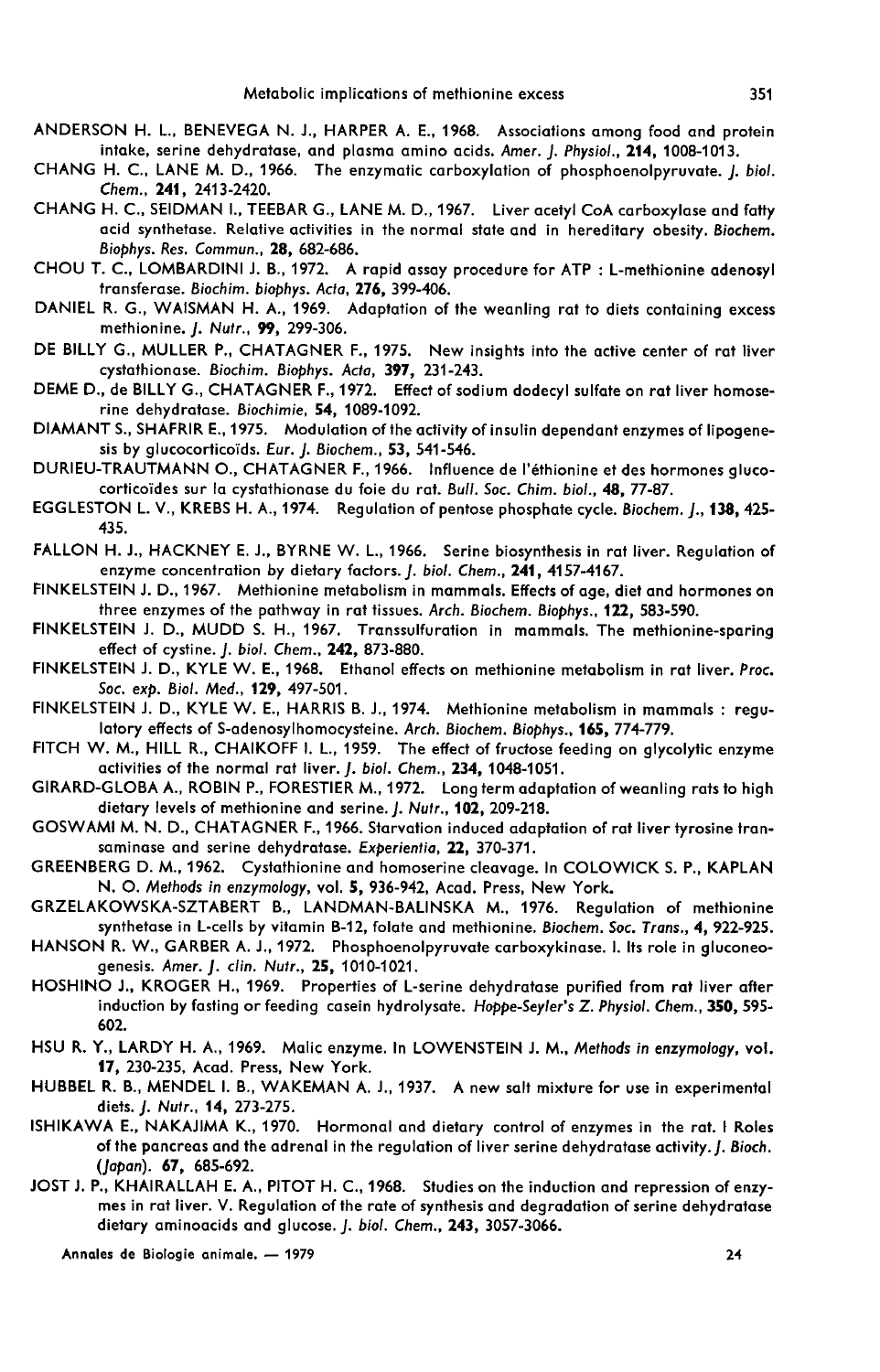ANDERSON H. L., BENEVEGA N. J., HARPER A. E., 1968. Associations among food and protein intake, serine dehydratase, and plasma amino acids. *Amer. J. Physiol.*, **214**, 1008-1013.

CHANG H. C., LANE M. D., 1966. The enzymatic carboxylation of phosphoenolpyruvate. *J. biol. Chem.*, **241**, 2413-2420.

CHANG H. C., SEIDMAN I., TEEBAR G., LANE M. D., 1967. Liver acetyl CoA carboxylase and fatty acid synthetase. Relative activities in the normal state and in hereditary obesity. *Biochem. Biophys. Res. Commun.*, **28**, 682-686.

CHOU T. C., LOMBARDINI J. B., 1972. A rapid assay procedure for ATP : L-methionine adenosyl transferase. *Biochim. biophys. Acta*, **276**, 399-406.

DANIEL R. G., WAISMAN H. A., 1969. Adaptation of the weanling rat to diets containing excess methionine. *J. Nutr.*, **99**, 299-306.

DE BILLY G., MULLER P., CHATAGNER F., 1975. New insights into the active center of rat liver cystathionase. *Biochim. Biophys. Acta*, **397**, 231-243.

DEME D., de BILLY G., CHATAGNER F., 1972. Effect of sodium dodecyl sulfate on rat liver homoserine dehydratase. *Biochimie*, **54**, 1089-1092.

DIAMANT S., SHAFRIR E., 1975. Modulation of the activity of insulin dependant enzymes of lipogenesis by glucocorticoïds. *Eur. J. Biochem.*, **53**, 541-546.

DURIEU-TRAUTMANN O., CHATAGNER F., 1966. Influence de l'éthionine et des hormones glucocorticoïdes sur la cystathionase du foie du rat. *Bull. Soc. Chim. biol.*, **48**, 77-87.

EGGLESTON L. V., KREBS H. A., 1974. Regulation of pentose phosphate cycle. *Biochem. J.*, **138**, 425-435.

FALLON H. J., HACKNEY E. J., BYRNE W. L., 1966. Serine biosynthesis in rat liver. Regulation of enzyme concentration by dietary factors. *J. biol. Chem.*, **241**, 4157-4167.

FINKELSTEIN J. D., 1967. Methionine metabolism in mammals. Effects of age, diet and hormones on three enzymes of the pathway in rat tissues. *Arch. Biochem. Biophys.*, **122**, 583-590.

FINKELSTEIN J. D., MUDD S. H., 1967. Transsulfuration in mammals. The methionine-sparing effect of cystine. *J. biol. Chem.*, **242**, 873-880.

FINKELSTEIN J. D., KYLE W. E., 1968. Ethanol effects on methionine metabolism in rat liver. *Proc. Soc. exp. Biol. Med.*, **129**, 497-501.

FINKELSTEIN J. D., KYLE W. E., HARRIS B. J., 1974. Methionine metabolism in mammals : regulatory effects of S-adenosylhomocysteine. *Arch. Biochem. Biophys.*, **165**, 774-779.

FITCH W. M., HILL R., CHAIKOFF I. L., 1959. The effect of fructose feeding on glycolytic enzyme activities of the normal rat liver. *J. biol. Chem.*, **234**, 1048-1051.

GIRARD-GLOBA A., ROBIN P., FORESTIER M., 1972. Long term adaptation of weanling rats to high dietary levels of methionine and serine. *J. Nutr.*, **102**, 209-218.

GOSWAMI M. N. D., CHATAGNER F., 1966. Starvation induced adaptation of rat liver tyrosine transaminase and serine dehydratase. *Experientia*, **22**, 370-371.

GREENBERG D. M., 1962. Cystathionine and homoserine cleavage. In COLOWICK S. P., KAPLAN N. O. *Methods in enzymology*, vol. **5**, 936-942, Acad. Press, New York.

GRZELAKOWSKA-SZTABERT B., LANDMAN-BALINSKA M., 1976. Regulation of methionine synthetase in L-cells by vitamin B-12, folate and methionine. *Biochem. Soc. Trans.*, **4**, 922-925.

HANSON R. W., GARBER A. J., 1972. Phosphoenolpyruvate carboxykinase. I. Its role in gluconeogenesis. *Amer. J. clin. Nutr.*, **25**, 1010-1021.

HOSHINO J., KROGER H., 1969. Properties of L-serine dehydratase purified from rat liver after induction by fasting or feeding casein hydrolysate. *Hoppe-Seyler's Z. Physiol. Chem.*, **350**, 595-602.

HSU R. Y., LARDY H. A., 1969. Malic enzyme. In LOWENSTEIN J. M., *Methods in enzymology*, vol. **17**, 230-235, Acad. Press, New York.

HUBBEL R. B., MENDEL I. B., WAKEMAN A. J., 1937. A new salt mixture for use in experimental diets. *J. Nutr.*, **14**, 273-275.

ISHIKAWA E., NAKAJIMA K., 1970. Hormonal and dietary control of enzymes in the rat. I Roles of the pancreas and the adrenal in the regulation of liver serine dehydratase activity. *J. Bioch. (Japan)*. **67**, 685-692.

JOST J. P., KHAIRALLAH E. A., PITOT H. C., 1968. Studies on the induction and repression of enzymes in rat liver. V. Regulation of the rate of synthesis and degradation of serine dehydratase dietary aminoacids and glucose. *J. biol. Chem.*, **243**, 3057-3066.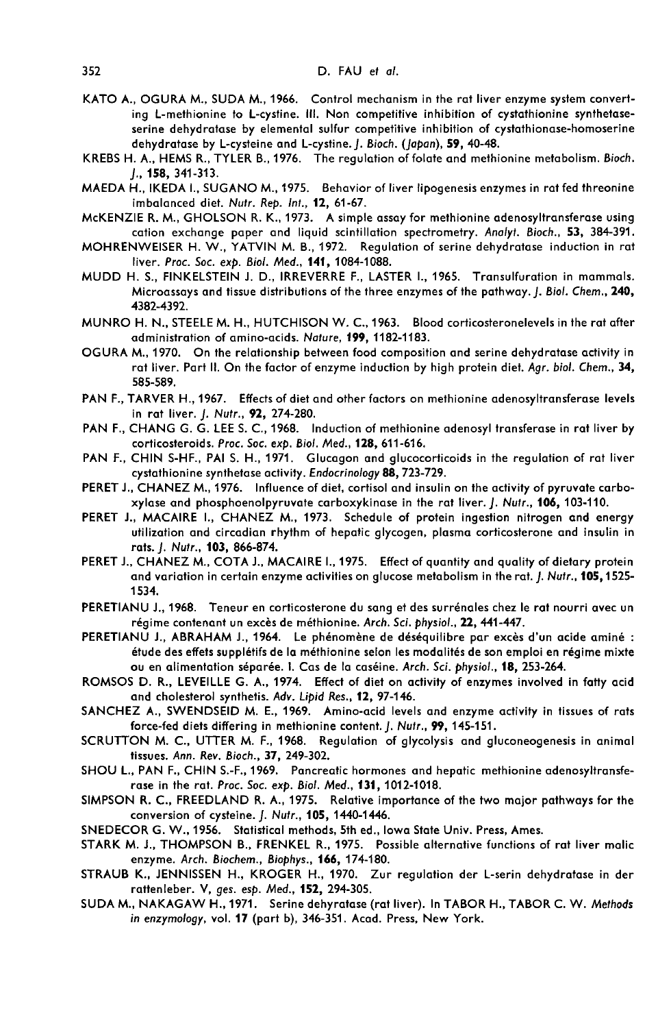KATO A., OGURA M., SUDA M., 1966. Control mechanism in the rat liver enzyme system converting L-methionine to L-cystine. III. Non competitive inhibition of cystathionine synthetase-serine dehydratase by elemental sulfur competitive inhibition of cystathionase-homoserine dehydratase by L-cysteine and L-cystine. *J. Bioch. (Japan)*, **59**, 40-48.

KREBS H. A., HEMS R., TYLER B., 1976. The regulation of folate and methionine metabolism. *Bioch. J.*, **158**, 341-313.

MAEDA H., IKEDA I., SUGANO M., 1975. Behavior of liver lipogenesis enzymes in rat fed threonine imbalanced diet. *Nutr. Rep. Int.*, **12**, 61-67.

McKENZIE R. M., GHOLSON R. K., 1973. A simple assay for methionine adenosyltransferase using cation exchange paper and liquid scintillation spectrometry. *Analyt. Bioch.*, **53**, 384-391.

MOHRENWEISER H. W., YATVIN M. B., 1972. Regulation of serine dehydratase induction in rat liver. *Proc. Soc. exp. Biol. Med.*, **141**, 1084-1088.

MUDD H. S., FINKELSTEIN J. D., IRREVERRE F., LASTER I., 1965. Transulfuration in mammals. Microassays and tissue distributions of the three enzymes of the pathway. *J. Biol. Chem.*, **240**, 4382-4392.

MUNRO H. N., STEELE M. H., HUTCHISON W. C., 1963. Blood corticosteronelevels in the rat after administration of amino-acids. *Nature*, **199**, 1182-1183.

OGURA M., 1970. On the relationship between food composition and serine dehydratase activity in rat liver. Part II. On the factor of enzyme induction by high protein diet. *Agr. biol. Chem.*, **34**, 585-589.

PAN F., TARVER H., 1967. Effects of diet and other factors on methionine adenosyltransferase levels in rat liver. *J. Nutr.*, **92**, 274-280.

PAN F., CHANG G. G. LEE S. C., 1968. Induction of methionine adenosyl transferase in rat liver by corticosteroids. *Proc. Soc. exp. Biol. Med.*, **128**, 611-616.

PAN F., CHIN S-HF., PAI S. H., 1971. Glucagon and glucocorticoids in the regulation of rat liver cystathionine synthetase activity. *Endocrinology* **88**, 723-729.

PERET J., CHANEZ M., 1976. Influence of diet, cortisol and insulin on the activity of pyruvate carboxylase and phosphoenolpyruvate carboxykinase in the rat liver. *J. Nutr.*, **106**, 103-110.

PERET J., MACAIRE I., CHANEZ M., 1973. Schedule of protein ingestion nitrogen and energy utilization and circadian rhythm of hepatic glycogen, plasma corticosterone and insulin in rats. *J. Nutr.*, **103**, 866-874.

PERET J., CHANEZ M., COTA J., MACAIRE I., 1975. Effect of quantity and quality of dietary protein and variation in certain enzyme activities on glucose metabolism in the rat. *J. Nutr.*, **105**, 1525-1534.

PERETIANU J., 1968. Teneur en corticosterone du sang et des surrénales chez le rat nourri avec un régime contenant un excès de méthionine. *Arch. Sci. physiol.*, **22**, 441-447.

PERETIANU J., ABRAHAM J., 1964. Le phénomène de déséquilibre par excès d'un acide aminé : étude des effets supplétifs de la méthionine selon les modalités de son emploi en régime mixte ou en alimentation séparée. I. Cas de la caséine. *Arch. Sci. physiol.*, **18**, 253-264.

ROMSOS D. R., LEVEILLE G. A., 1974. Effect of diet on activity of enzymes involved in fatty acid and cholesterol synthetis. *Adv. Lipid Res.*, **12**, 97-146.

SANCHEZ A., SWENDSEID M. E., 1969. Amino-acid levels and enzyme activity in tissues of rats force-fed diets differing in methionine content. *J. Nutr.*, **99**, 145-151.

SCRUTTON M. C., UTTER M. F., 1968. Regulation of glycolysis and gluconeogenesis in animal tissues. *Ann. Rev. Bioch.*, **37**, 249-302.

SHOU L., PAN F., CHIN S.-F., 1969. Pancreatic hormones and hepatic methionine adenosyltransferase in the rat. *Proc. Soc. exp. Biol. Med.*, **131**, 1012-1018.

SIMPSON R. C., FREEDLAND R. A., 1975. Relative importance of the two major pathways for the conversion of cysteine. *J. Nutr.*, **105**, 1440-1446.

SNEDECOR G. W., 1956. Statistical methods, 5th ed., Iowa State Univ. Press, Ames.

STARK M. J., THOMPSON B., FRENKEL R., 1975. Possible alternative functions of rat liver malic enzyme. *Arch. Biochem., Biophys.*, **166**, 174-180.

STRAUB K., JENNISSEN H., KROGER H., 1970. Zur regulation der L-serin dehydratase in der rattenleber. V, *ges. esp. Med.*, **152**, 294-305.

SUDA M., NAKAGAW H., 1971. Serine dehyratase (rat liver). In TABOR H., TABOR C. W. *Methods in enzymology*, vol. **17** (part b), 346-351. Acad. Press, New York.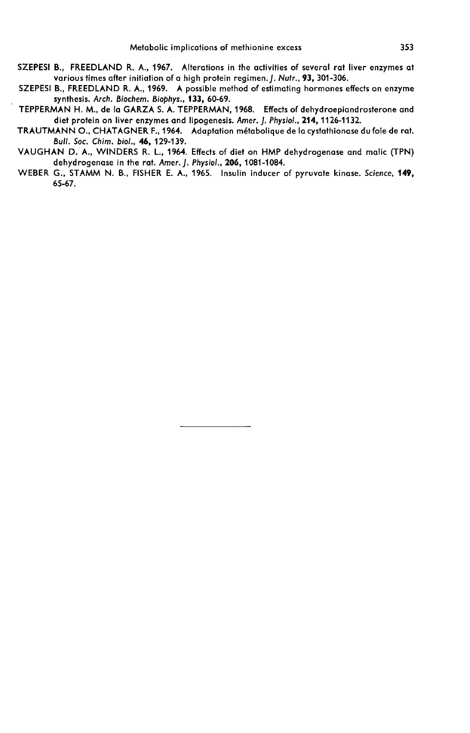SZEPESI B., FREEDLAND R. A., 1967. Alterations in the activities of several rat liver enzymes at various times after initiation of a high protein regimen. *J. Nutr.*, **93**, 301-306.

SZEPESI B., FREEDLAND R. A., 1969. A possible method of estimating hormones effects on enzyme synthesis. *Arch. Biochem. Biophys.*, **133**, 60-69.

TEPPERMAN H. M., de la GARZA S. A. TEPPERMAN, 1968. Effects of dehydroepiandrosterone and diet protein on liver enzymes and lipogenesis. *Amer. J. Physiol.*, **214**, 1126-1132.

TRAUTMANN O., CHATAGNER F., 1964. Adaptation métabolique de la cystathionase du foie de rat. *Bull. Soc. Chim. biol.*, **46**, 129-139.

VAUGHAN D. A., WINDERS R. L., 1964. Effects of diet on HMP dehydrogenase and malic (TPN) dehydrogenase in the rat. *Amer. J. Physiol.*, **206**, 1081-1084.

WEBER G., STAMM N. B., FISHER E. A., 1965. Insulin inducer of pyruvate kinase. *Science*, **149**, 65-67.